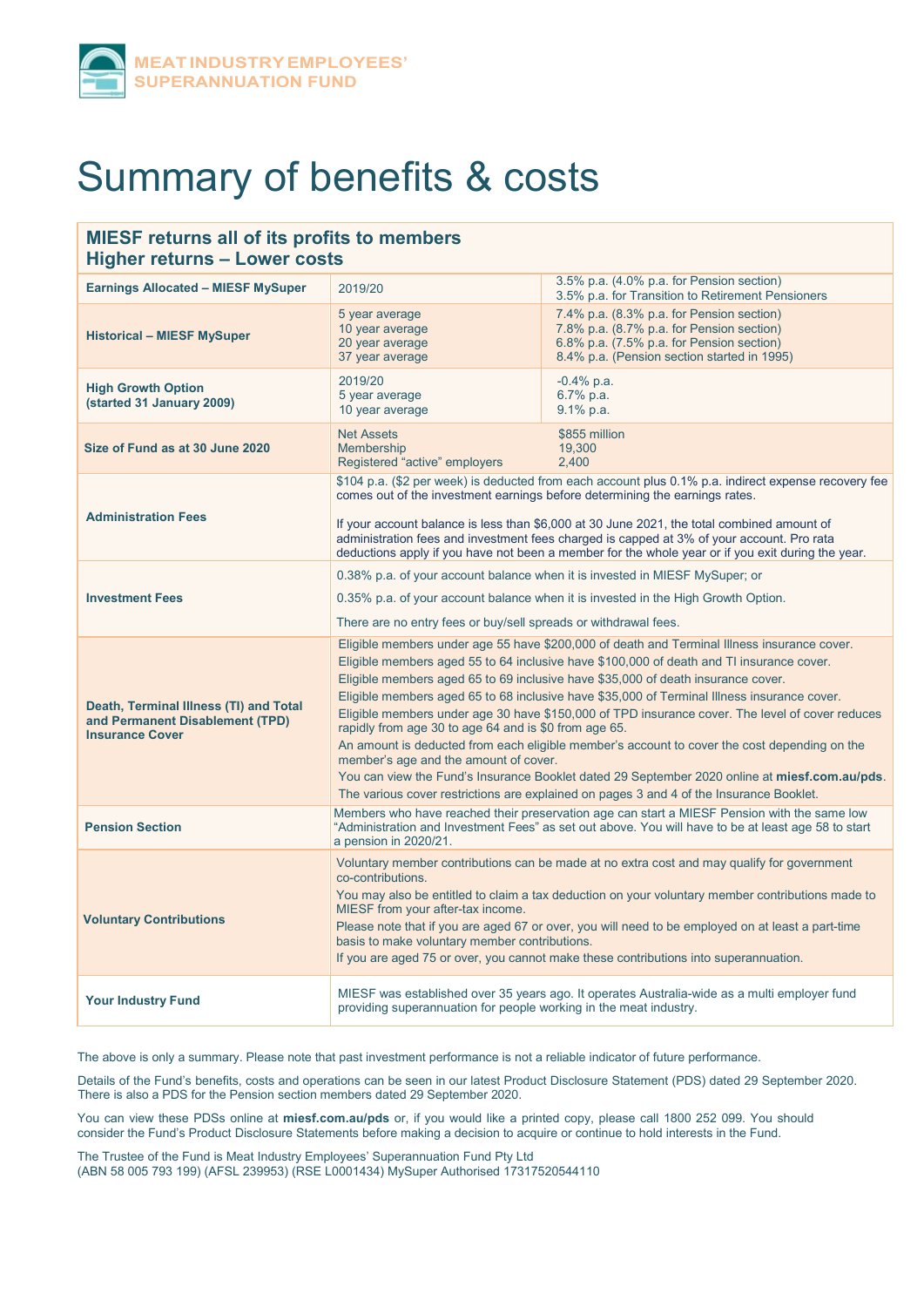MEAT INDUSTRY EMPLOYEES' SUPERANNUATION FUND

# Summary of benefits & costs

## MIESF returns all of its profits to members
## Higher returns – Lower costs

| | | |
|---|---|---|
| **Earnings Allocated – MIESF MySuper** | 2019/20 | 3.5% p.a. (4.0% p.a. for Pension section)<br>3.5% p.a. for Transition to Retirement Pensioners |
| **Historical – MIESF MySuper** | 5 year average<br>10 year average<br>20 year average<br>37 year average | 7.4% p.a. (8.3% p.a. for Pension section)<br>7.8% p.a. (8.7% p.a. for Pension section)<br>6.8% p.a. (7.5% p.a. for Pension section)<br>8.4% p.a. (Pension section started in 1995) |
| **High Growth Option (started 31 January 2009)** | 2019/20<br>5 year average<br>10 year average | -0.4% p.a.<br>6.7% p.a.<br>9.1% p.a. |
| **Size of Fund as at 30 June 2020** | Net Assets<br>Membership<br>Registered "active" employers | $855 million<br>19,300<br>2,400 |
| **Administration Fees** | $104 p.a. ($2 per week) is deducted from each account plus 0.1% p.a. indirect expense recovery fee comes out of the investment earnings before determining the earnings rates.<br><br>If your account balance is less than $6,000 at 30 June 2021, the total combined amount of administration fees and investment fees charged is capped at 3% of your account. Pro rata deductions apply if you have not been a member for the whole year or if you exit during the year. | |
| **Investment Fees** | 0.38% p.a. of your account balance when it is invested in MIESF MySuper; or<br><br>0.35% p.a. of your account balance when it is invested in the High Growth Option.<br><br>There are no entry fees or buy/sell spreads or withdrawal fees. | |
| **Death, Terminal Illness (TI) and Total and Permanent Disablement (TPD) Insurance Cover** | Eligible members under age 55 have $200,000 of death and Terminal Illness insurance cover.<br>Eligible members aged 55 to 64 inclusive have $100,000 of death and TI insurance cover.<br>Eligible members aged 65 to 69 inclusive have $35,000 of death insurance cover.<br>Eligible members aged 65 to 68 inclusive have $35,000 of Terminal Illness insurance cover.<br>Eligible members under age 30 have $150,000 of TPD insurance cover. The level of cover reduces rapidly from age 30 to age 64 and is $0 from age 65.<br>An amount is deducted from each eligible member's account to cover the cost depending on the member's age and the amount of cover.<br>You can view the Fund's Insurance Booklet dated 29 September 2020 online at **miesf.com.au/pds**.<br>The various cover restrictions are explained on pages 3 and 4 of the Insurance Booklet. | |
| **Pension Section** | Members who have reached their preservation age can start a MIESF Pension with the same low "Administration and Investment Fees" as set out above. You will have to be at least age 58 to start a pension in 2020/21. | |
| **Voluntary Contributions** | Voluntary member contributions can be made at no extra cost and may qualify for government co-contributions.<br>You may also be entitled to claim a tax deduction on your voluntary member contributions made to MIESF from your after-tax income.<br>Please note that if you are aged 67 or over, you will need to be employed on at least a part-time basis to make voluntary member contributions.<br>If you are aged 75 or over, you cannot make these contributions into superannuation. | |
| **Your Industry Fund** | MIESF was established over 35 years ago. It operates Australia-wide as a multi employer fund providing superannuation for people working in the meat industry. | |

The above is only a summary. Please note that past investment performance is not a reliable indicator of future performance.

Details of the Fund's benefits, costs and operations can be seen in our latest Product Disclosure Statement (PDS) dated 29 September 2020. There is also a PDS for the Pension section members dated 29 September 2020.

You can view these PDSs online at **miesf.com.au/pds** or, if you would like a printed copy, please call 1800 252 099. You should consider the Fund's Product Disclosure Statements before making a decision to acquire or continue to hold interests in the Fund.

The Trustee of the Fund is Meat Industry Employees' Superannuation Fund Pty Ltd
(ABN 58 005 793 199) (AFSL 239953) (RSE L0001434) MySuper Authorised 17317520544110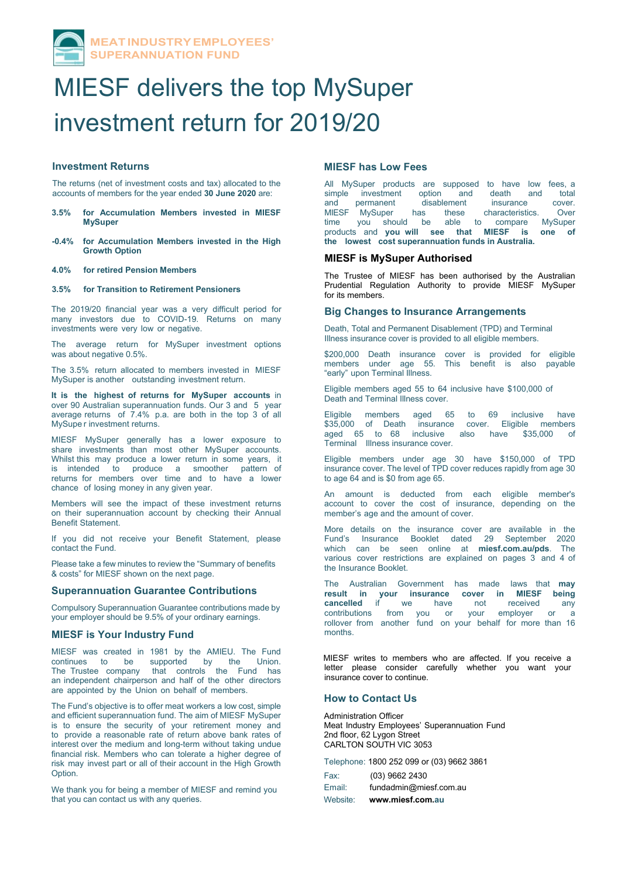MEAT INDUSTRY EMPLOYEES' SUPERANNUATION FUND

# MIESF delivers the top MySuper investment return for 2019/20

## Investment Returns

The returns (net of investment costs and tax) allocated to the accounts of members for the year ended **30 June 2020** are:

- **3.5%** **for Accumulation Members invested in MIESF MySuper**
- **-0.4%** **for Accumulation Members invested in the High Growth Option**
- **4.0%** **for retired Pension Members**
- **3.5%** **for Transition to Retirement Pensioners**

The 2019/20 financial year was a very difficult period for many investors due to COVID-19. Returns on many investments were very low or negative.

The average return for MySuper investment options was about negative 0.5%.

The 3.5% return allocated to members invested in MIESF MySuper is another outstanding investment return.

**It is the highest of returns for MySuper accounts** in over 90 Australian superannuation funds. Our 3 and 5 year average returns of 7.4% p.a. are both in the top 3 of all MySuper investment returns.

MIESF MySuper generally has a lower exposure to share investments than most other MySuper accounts. Whilst this may produce a lower return in some years, it is intended to produce a smoother pattern of returns for members over time and to have a lower chance of losing money in any given year.

Members will see the impact of these investment returns on their superannuation account by checking their Annual Benefit Statement.

If you did not receive your Benefit Statement, please contact the Fund.

Please take a few minutes to review the "Summary of benefits & costs" for MIESF shown on the next page.

## Superannuation Guarantee Contributions

Compulsory Superannuation Guarantee contributions made by your employer should be 9.5% of your ordinary earnings.

## MIESF is Your Industry Fund

MIESF was created in 1981 by the AMIEU. The Fund continues to be supported by the Union. The Trustee company that controls the Fund has an independent chairperson and half of the other directors are appointed by the Union on behalf of members.

The Fund's objective is to offer meat workers a low cost, simple and efficient superannuation fund. The aim of MIESF MySuper is to ensure the security of your retirement money and to provide a reasonable rate of return above bank rates of interest over the medium and long-term without taking undue financial risk. Members who can tolerate a higher degree of risk may invest part or all of their account in the High Growth Option.

We thank you for being a member of MIESF and remind you that you can contact us with any queries.

## MIESF has Low Fees

All MySuper products are supposed to have low fees, a simple investment option and death and total and permanent disablement insurance cover. MIESF MySuper has these characteristics. Over time you should be able to compare MySuper products and **you will see that MIESF is one of the lowest cost superannuation funds in Australia.**

## MIESF is MySuper Authorised

The Trustee of MIESF has been authorised by the Australian Prudential Regulation Authority to provide MIESF MySuper for its members.

## Big Changes to Insurance Arrangements

Death, Total and Permanent Disablement (TPD) and Terminal Illness insurance cover is provided to all eligible members.

$200,000 Death insurance cover is provided for eligible members under age 55. This benefit is also payable "early" upon Terminal Illness.

Eligible members aged 55 to 64 inclusive have $100,000 of Death and Terminal Illness cover.

Eligible members aged 65 to 69 inclusive have $35,000 of Death insurance cover. Eligible members aged 65 to 68 inclusive also have $35,000 of Terminal Illness insurance cover.

Eligible members under age 30 have $150,000 of TPD insurance cover. The level of TPD cover reduces rapidly from age 30 to age 64 and is $0 from age 65.

An amount is deducted from each eligible member's account to cover the cost of insurance, depending on the member's age and the amount of cover.

More details on the insurance cover are available in the Fund's Insurance Booklet dated 29 September 2020 which can be seen online at **miesf.com.au/pds**. The various cover restrictions are explained on pages 3 and 4 of the Insurance Booklet.

The Australian Government has made laws that **may result in your insurance cover in MIESF being cancelled** if we have not received any contributions from you or your employer or a rollover from another fund on your behalf for more than 16 months.

MIESF writes to members who are affected. If you receive a letter please consider carefully whether you want your insurance cover to continue.

## How to Contact Us

Administration Officer
Meat Industry Employees' Superannuation Fund
2nd floor, 62 Lygon Street
CARLTON SOUTH VIC 3053

Telephone: 1800 252 099 or (03) 9662 3861

Fax: (03) 9662 2430

Email: fundadmin@miesf.com.au

Website: **www.miesf.com.au**